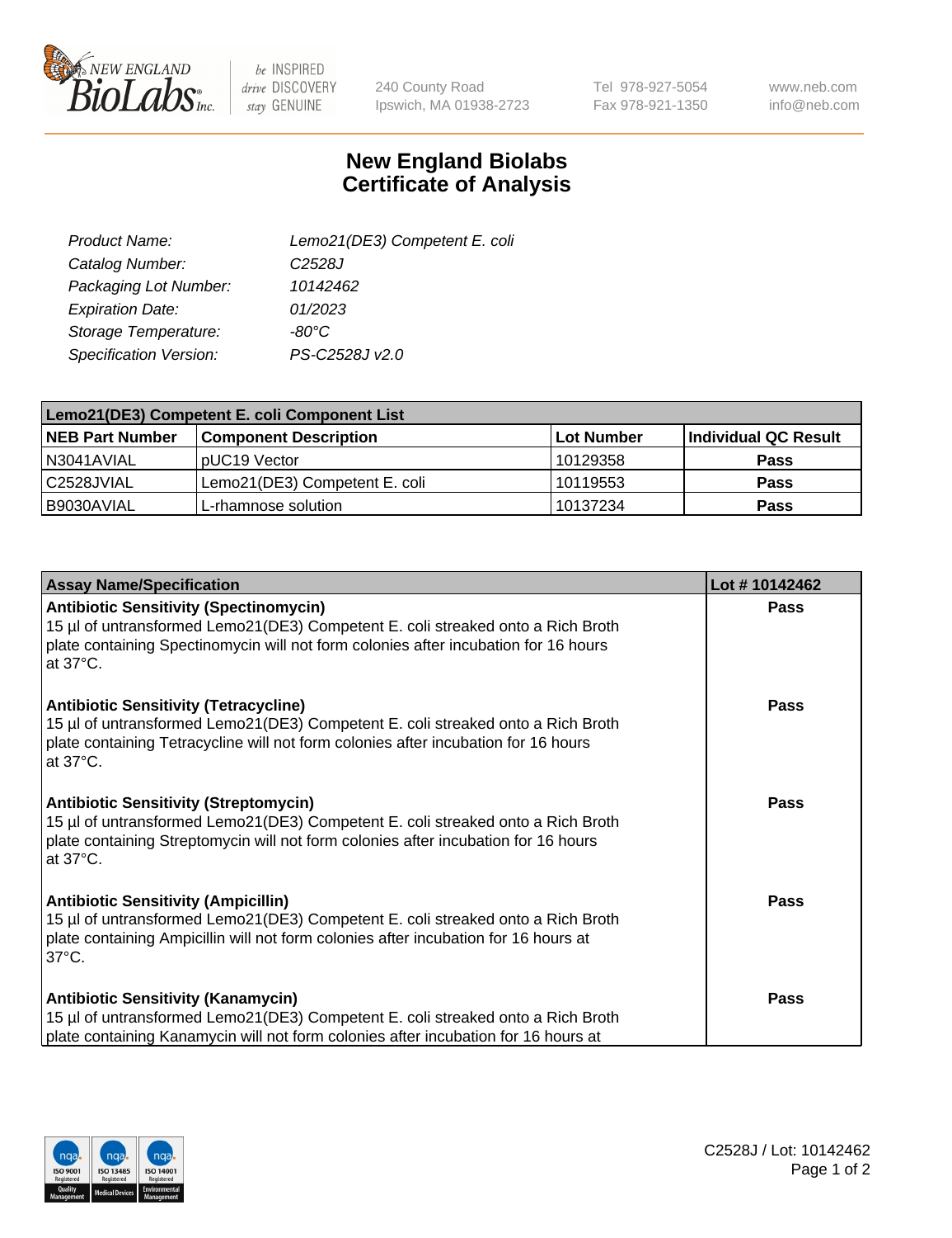# New England Biolabs
# Certificate of Analysis

| | |
|---|---|
| *Product Name:* | *Lemo21(DE3) Competent E. coli* |
| *Catalog Number:* | *C2528J* |
| *Packaging Lot Number:* | *10142462* |
| *Expiration Date:* | *01/2023* |
| *Storage Temperature:* | *-80°C* |
| *Specification Version:* | *PS-C2528J v2.0* |

| Lemo21(DE3) Competent E. coli Component List | | | |
|---|---|---|---|
| **NEB Part Number** | **Component Description** | **Lot Number** | **Individual QC Result** |
| N3041AVIAL | pUC19 Vector | 10129358 | **Pass** |
| C2528JVIAL | Lemo21(DE3) Competent E. coli | 10119553 | **Pass** |
| B9030AVIAL | L-rhamnose solution | 10137234 | **Pass** |

| Assay Name/Specification | Lot # 10142462 |
|---|---|
| **Antibiotic Sensitivity (Spectinomycin)** 15 µl of untransformed Lemo21(DE3) Competent E. coli streaked onto a Rich Broth plate containing Spectinomycin will not form colonies after incubation for 16 hours at 37°C. | **Pass** |
| **Antibiotic Sensitivity (Tetracycline)** 15 µl of untransformed Lemo21(DE3) Competent E. coli streaked onto a Rich Broth plate containing Tetracycline will not form colonies after incubation for 16 hours at 37°C. | **Pass** |
| **Antibiotic Sensitivity (Streptomycin)** 15 µl of untransformed Lemo21(DE3) Competent E. coli streaked onto a Rich Broth plate containing Streptomycin will not form colonies after incubation for 16 hours at 37°C. | **Pass** |
| **Antibiotic Sensitivity (Ampicillin)** 15 µl of untransformed Lemo21(DE3) Competent E. coli streaked onto a Rich Broth plate containing Ampicillin will not form colonies after incubation for 16 hours at 37°C. | **Pass** |
| **Antibiotic Sensitivity (Kanamycin)** 15 µl of untransformed Lemo21(DE3) Competent E. coli streaked onto a Rich Broth plate containing Kanamycin will not form colonies after incubation for 16 hours at | **Pass** |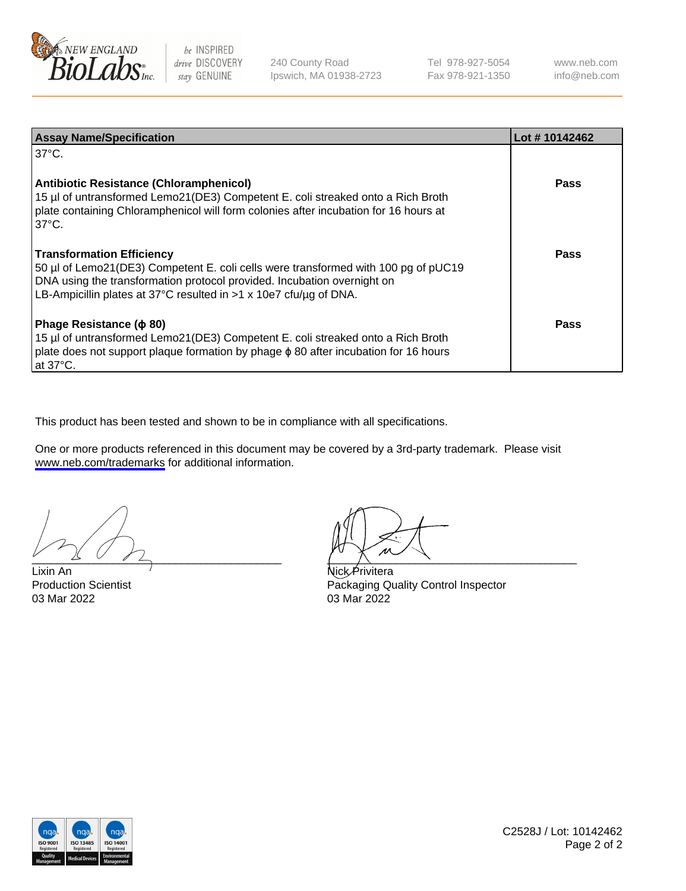| Assay Name/Specification | Lot # 10142462 |
|---|---|
| 37°C. | |
| **Antibiotic Resistance (Chloramphenicol)**<br>15 µl of untransformed Lemo21(DE3) Competent E. coli streaked onto a Rich Broth plate containing Chloramphenicol will form colonies after incubation for 16 hours at 37°C. | **Pass** |
| **Transformation Efficiency**<br>50 µl of Lemo21(DE3) Competent E. coli cells were transformed with 100 pg of pUC19 DNA using the transformation protocol provided. Incubation overnight on LB-Ampicillin plates at 37°C resulted in >1 x 10e7 cfu/µg of DNA. | **Pass** |
| **Phage Resistance (ϕ 80)**<br>15 µl of untransformed Lemo21(DE3) Competent E. coli streaked onto a Rich Broth plate does not support plaque formation by phage ϕ 80 after incubation for 16 hours at 37°C. | **Pass** |

This product has been tested and shown to be in compliance with all specifications.

One or more products referenced in this document may be covered by a 3rd-party trademark. Please visit www.neb.com/trademarks for additional information.

Lixin An
Production Scientist
03 Mar 2022

Nick Privitera
Packaging Quality Control Inspector
03 Mar 2022

C2528J / Lot: 10142462